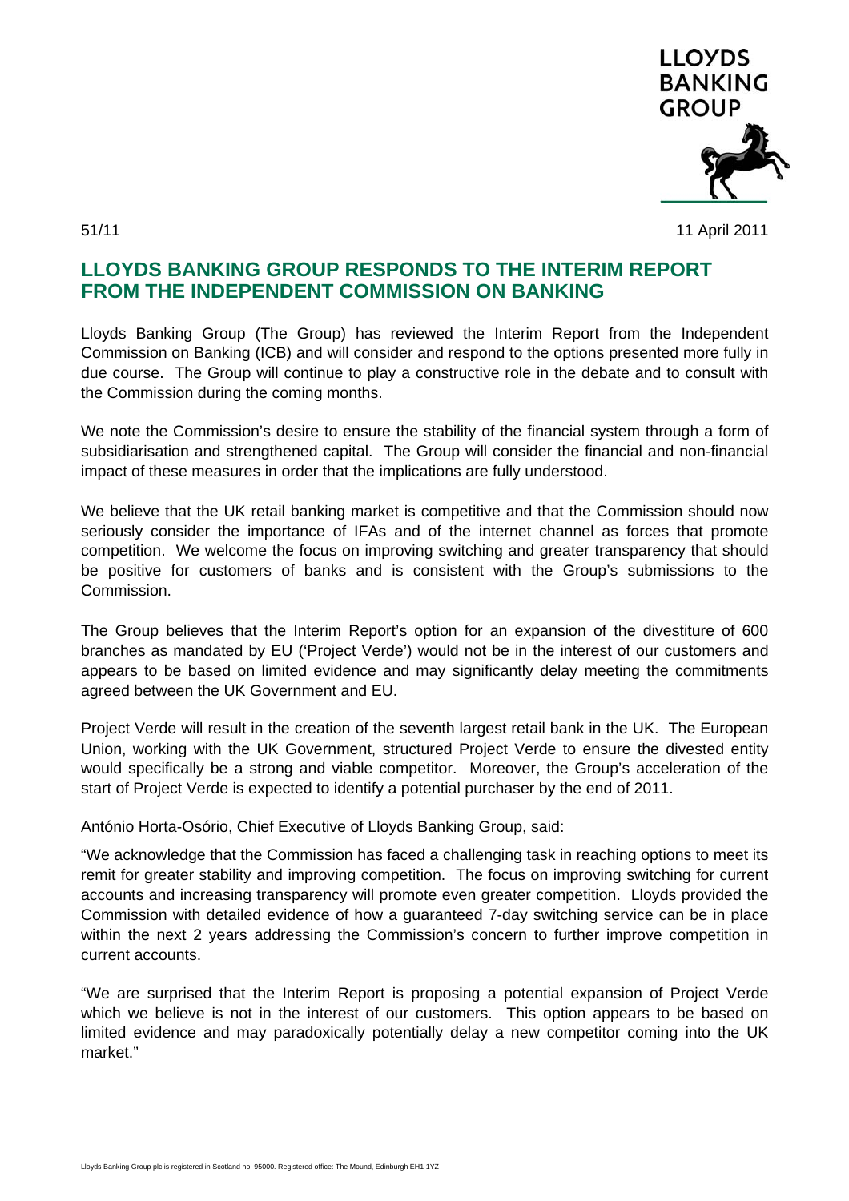LLOYDS BANKING GROUP

51/11 11 April 2011

# LLOYDS BANKING GROUP RESPONDS TO THE INTERIM REPORT FROM THE INDEPENDENT COMMISSION ON BANKING

Lloyds Banking Group (The Group) has reviewed the Interim Report from the Independent Commission on Banking (ICB) and will consider and respond to the options presented more fully in due course. The Group will continue to play a constructive role in the debate and to consult with the Commission during the coming months.

We note the Commission's desire to ensure the stability of the financial system through a form of subsidiarisation and strengthened capital. The Group will consider the financial and non-financial impact of these measures in order that the implications are fully understood.

We believe that the UK retail banking market is competitive and that the Commission should now seriously consider the importance of IFAs and of the internet channel as forces that promote competition. We welcome the focus on improving switching and greater transparency that should be positive for customers of banks and is consistent with the Group's submissions to the Commission.

The Group believes that the Interim Report's option for an expansion of the divestiture of 600 branches as mandated by EU ('Project Verde') would not be in the interest of our customers and appears to be based on limited evidence and may significantly delay meeting the commitments agreed between the UK Government and EU.

Project Verde will result in the creation of the seventh largest retail bank in the UK. The European Union, working with the UK Government, structured Project Verde to ensure the divested entity would specifically be a strong and viable competitor. Moreover, the Group's acceleration of the start of Project Verde is expected to identify a potential purchaser by the end of 2011.

António Horta-Osório, Chief Executive of Lloyds Banking Group, said:

"We acknowledge that the Commission has faced a challenging task in reaching options to meet its remit for greater stability and improving competition. The focus on improving switching for current accounts and increasing transparency will promote even greater competition. Lloyds provided the Commission with detailed evidence of how a guaranteed 7-day switching service can be in place within the next 2 years addressing the Commission's concern to further improve competition in current accounts.

"We are surprised that the Interim Report is proposing a potential expansion of Project Verde which we believe is not in the interest of our customers. This option appears to be based on limited evidence and may paradoxically potentially delay a new competitor coming into the UK market."

Lloyds Banking Group plc is registered in Scotland no. 95000. Registered office: The Mound, Edinburgh EH1 1YZ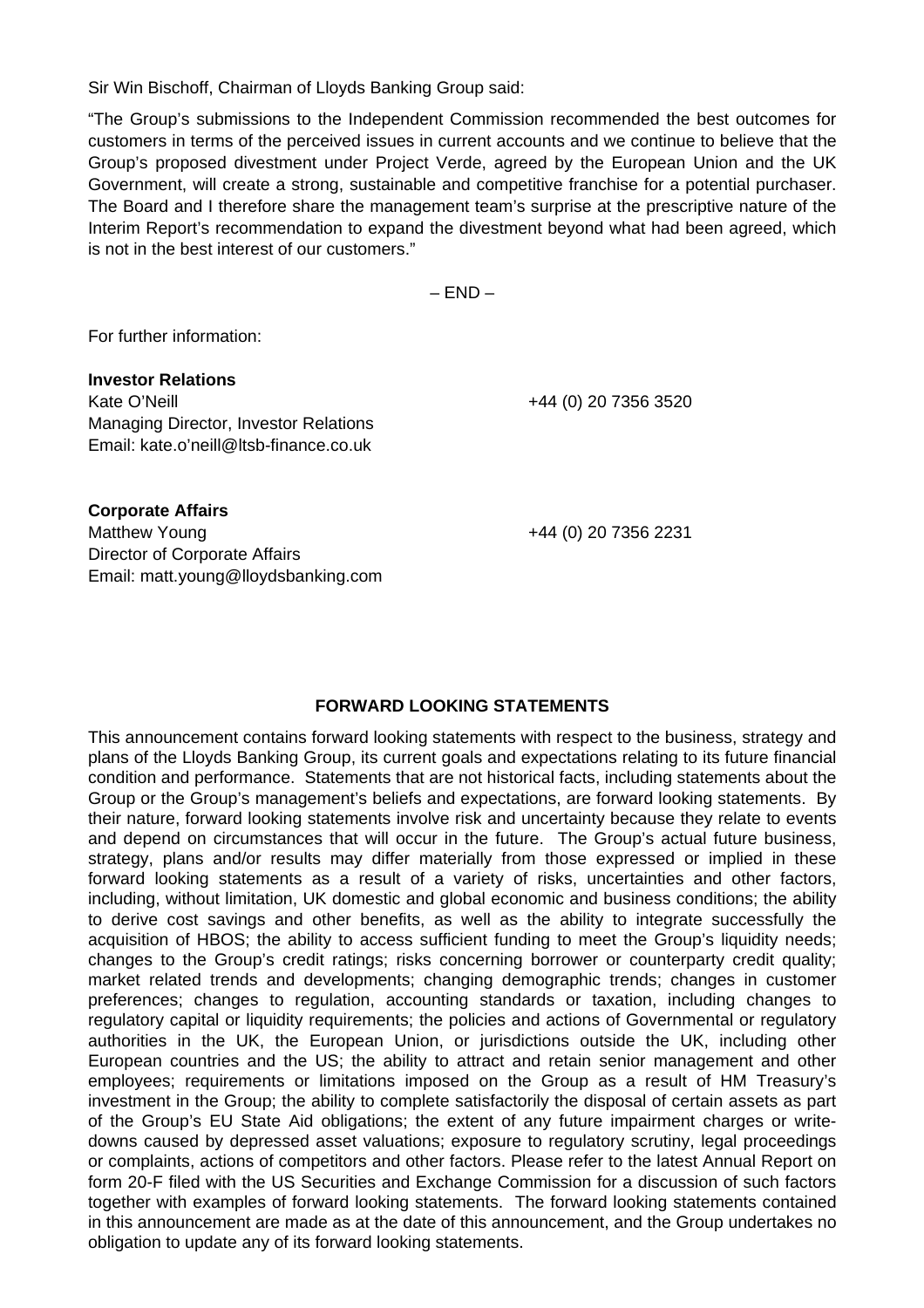Sir Win Bischoff, Chairman of Lloyds Banking Group said:

"The Group's submissions to the Independent Commission recommended the best outcomes for customers in terms of the perceived issues in current accounts and we continue to believe that the Group's proposed divestment under Project Verde, agreed by the European Union and the UK Government, will create a strong, sustainable and competitive franchise for a potential purchaser. The Board and I therefore share the management team's surprise at the prescriptive nature of the Interim Report's recommendation to expand the divestment beyond what had been agreed, which is not in the best interest of our customers."

– END –

For further information:

**Investor Relations**
Kate O'Neill — +44 (0) 20 7356 3520
Managing Director, Investor Relations
Email: kate.o'neill@ltsb-finance.co.uk

**Corporate Affairs**
Matthew Young — +44 (0) 20 7356 2231
Director of Corporate Affairs
Email: matt.young@lloydsbanking.com

**FORWARD LOOKING STATEMENTS**

This announcement contains forward looking statements with respect to the business, strategy and plans of the Lloyds Banking Group, its current goals and expectations relating to its future financial condition and performance. Statements that are not historical facts, including statements about the Group or the Group's management's beliefs and expectations, are forward looking statements. By their nature, forward looking statements involve risk and uncertainty because they relate to events and depend on circumstances that will occur in the future. The Group's actual future business, strategy, plans and/or results may differ materially from those expressed or implied in these forward looking statements as a result of a variety of risks, uncertainties and other factors, including, without limitation, UK domestic and global economic and business conditions; the ability to derive cost savings and other benefits, as well as the ability to integrate successfully the acquisition of HBOS; the ability to access sufficient funding to meet the Group's liquidity needs; changes to the Group's credit ratings; risks concerning borrower or counterparty credit quality; market related trends and developments; changing demographic trends; changes in customer preferences; changes to regulation, accounting standards or taxation, including changes to regulatory capital or liquidity requirements; the policies and actions of Governmental or regulatory authorities in the UK, the European Union, or jurisdictions outside the UK, including other European countries and the US; the ability to attract and retain senior management and other employees; requirements or limitations imposed on the Group as a result of HM Treasury's investment in the Group; the ability to complete satisfactorily the disposal of certain assets as part of the Group's EU State Aid obligations; the extent of any future impairment charges or write-downs caused by depressed asset valuations; exposure to regulatory scrutiny, legal proceedings or complaints, actions of competitors and other factors. Please refer to the latest Annual Report on form 20-F filed with the US Securities and Exchange Commission for a discussion of such factors together with examples of forward looking statements. The forward looking statements contained in this announcement are made as at the date of this announcement, and the Group undertakes no obligation to update any of its forward looking statements.